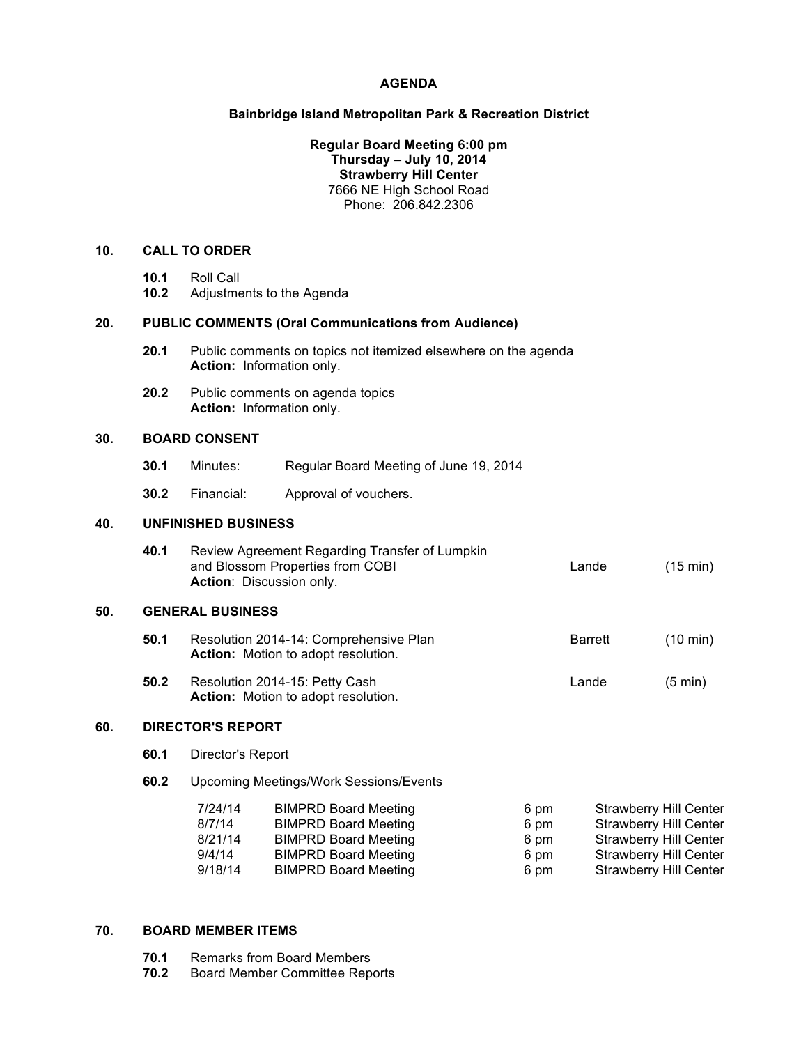# AGENDA

## Bainbridge Island Metropolitan Park & Recreation District

**Regular Board Meeting 6:00 pm**
**Thursday – July 10, 2014**
**Strawberry Hill Center**
7666 NE High School Road
Phone: 206.842.2306

### 10. CALL TO ORDER

**10.1** Roll Call
**10.2** Adjustments to the Agenda

### 20. PUBLIC COMMENTS (Oral Communications from Audience)

**20.1** Public comments on topics not itemized elsewhere on the agenda
**Action:** Information only.

**20.2** Public comments on agenda topics
**Action:** Information only.

### 30. BOARD CONSENT

**30.1** Minutes: Regular Board Meeting of June 19, 2014

**30.2** Financial: Approval of vouchers.

### 40. UNFINISHED BUSINESS

**40.1** Review Agreement Regarding Transfer of Lumpkin and Blossom Properties from COBI — Lande (15 min)
**Action**: Discussion only.

### 50. GENERAL BUSINESS

**50.1** Resolution 2014-14: Comprehensive Plan — Barrett (10 min)
**Action:** Motion to adopt resolution.

**50.2** Resolution 2014-15: Petty Cash — Lande (5 min)
**Action:** Motion to adopt resolution.

### 60. DIRECTOR'S REPORT

**60.1** Director's Report

**60.2** Upcoming Meetings/Work Sessions/Events

| Date | Meeting | Time | Location |
|---|---|---|---|
| 7/24/14 | BIMPRD Board Meeting | 6 pm | Strawberry Hill Center |
| 8/7/14 | BIMPRD Board Meeting | 6 pm | Strawberry Hill Center |
| 8/21/14 | BIMPRD Board Meeting | 6 pm | Strawberry Hill Center |
| 9/4/14 | BIMPRD Board Meeting | 6 pm | Strawberry Hill Center |
| 9/18/14 | BIMPRD Board Meeting | 6 pm | Strawberry Hill Center |

### 70. BOARD MEMBER ITEMS

**70.1** Remarks from Board Members
**70.2** Board Member Committee Reports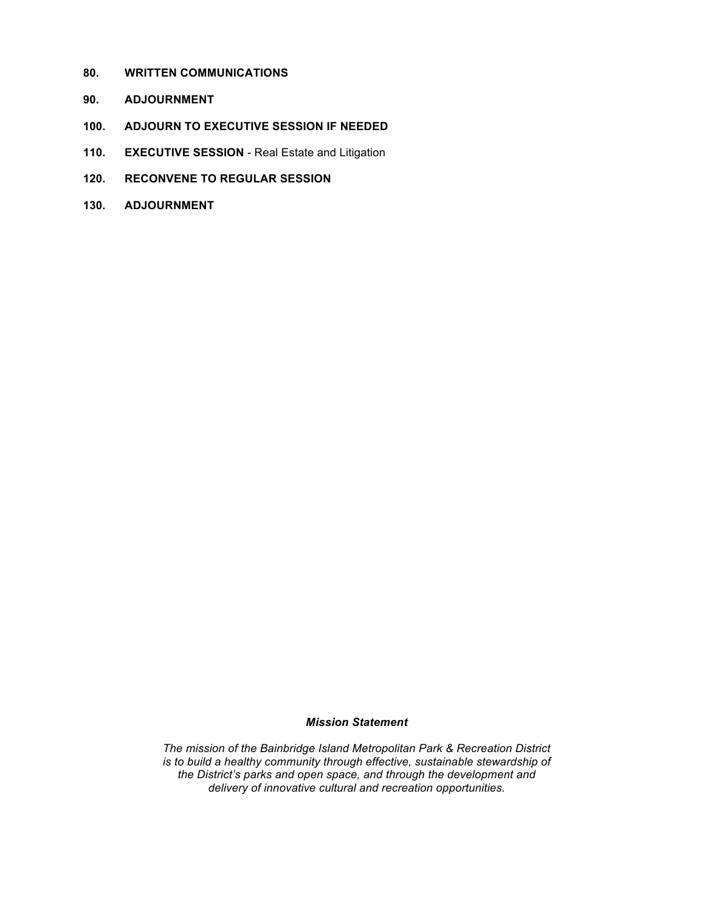**80. WRITTEN COMMUNICATIONS**

**90. ADJOURNMENT**

**100. ADJOURN TO EXECUTIVE SESSION IF NEEDED**

**110. EXECUTIVE SESSION** - Real Estate and Litigation

**120. RECONVENE TO REGULAR SESSION**

**130. ADJOURNMENT**

***Mission Statement***

*The mission of the Bainbridge Island Metropolitan Park & Recreation District is to build a healthy community through effective, sustainable stewardship of the District's parks and open space, and through the development and delivery of innovative cultural and recreation opportunities.*